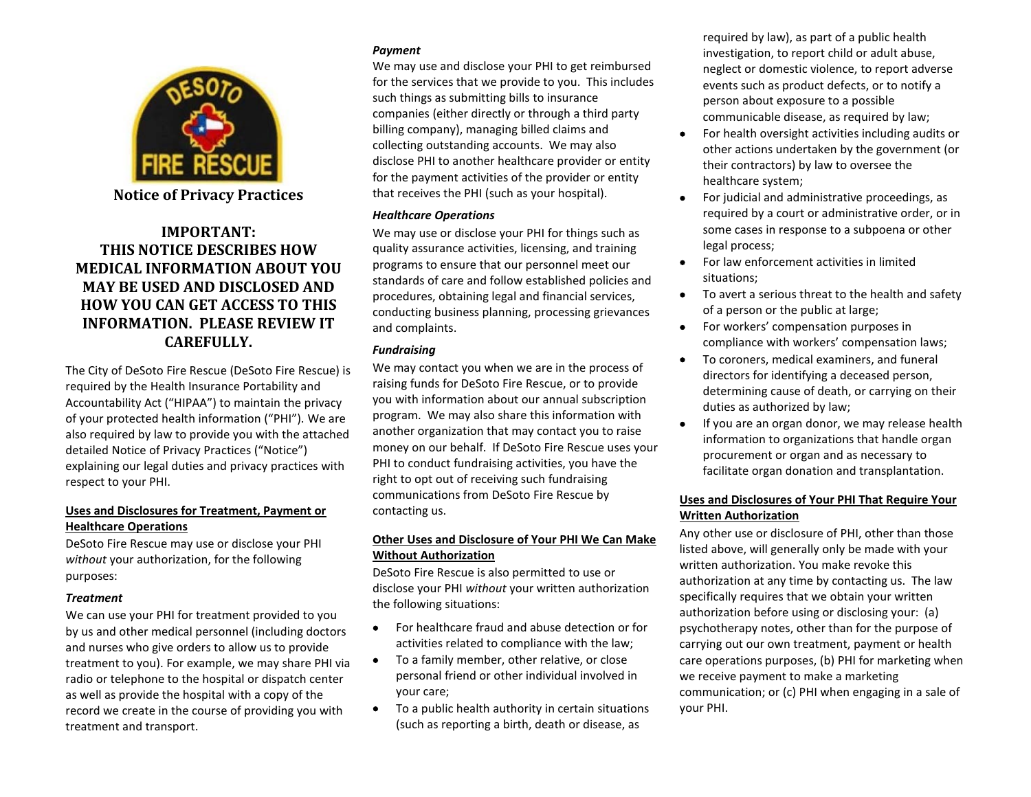# Notice of Privacy Practices

## IMPORTANT: THIS NOTICE DESCRIBES HOW MEDICAL INFORMATION ABOUT YOU MAY BE USED AND DISCLOSED AND HOW YOU CAN GET ACCESS TO THIS INFORMATION. PLEASE REVIEW IT CAREFULLY.

The City of DeSoto Fire Rescue (DeSoto Fire Rescue) is required by the Health Insurance Portability and Accountability Act ("HIPAA") to maintain the privacy of your protected health information ("PHI"). We are also required by law to provide you with the attached detailed Notice of Privacy Practices ("Notice") explaining our legal duties and privacy practices with respect to your PHI.

### Uses and Disclosures for Treatment, Payment or Healthcare Operations

DeSoto Fire Rescue may use or disclose your PHI *without* your authorization, for the following purposes:

#### *Treatment*

We can use your PHI for treatment provided to you by us and other medical personnel (including doctors and nurses who give orders to allow us to provide treatment to you). For example, we may share PHI via radio or telephone to the hospital or dispatch center as well as provide the hospital with a copy of the record we create in the course of providing you with treatment and transport.

#### *Payment*

We may use and disclose your PHI to get reimbursed for the services that we provide to you. This includes such things as submitting bills to insurance companies (either directly or through a third party billing company), managing billed claims and collecting outstanding accounts. We may also disclose PHI to another healthcare provider or entity for the payment activities of the provider or entity that receives the PHI (such as your hospital).

#### *Healthcare Operations*

We may use or disclose your PHI for things such as quality assurance activities, licensing, and training programs to ensure that our personnel meet our standards of care and follow established policies and procedures, obtaining legal and financial services, conducting business planning, processing grievances and complaints.

#### *Fundraising*

We may contact you when we are in the process of raising funds for DeSoto Fire Rescue, or to provide you with information about our annual subscription program. We may also share this information with another organization that may contact you to raise money on our behalf. If DeSoto Fire Rescue uses your PHI to conduct fundraising activities, you have the right to opt out of receiving such fundraising communications from DeSoto Fire Rescue by contacting us.

### Other Uses and Disclosure of Your PHI We Can Make Without Authorization

DeSoto Fire Rescue is also permitted to use or disclose your PHI *without* your written authorization the following situations:

- For healthcare fraud and abuse detection or for activities related to compliance with the law;
- To a family member, other relative, or close personal friend or other individual involved in your care;
- To a public health authority in certain situations (such as reporting a birth, death or disease, as required by law), as part of a public health investigation, to report child or adult abuse, neglect or domestic violence, to report adverse events such as product defects, or to notify a person about exposure to a possible communicable disease, as required by law;
- For health oversight activities including audits or other actions undertaken by the government (or their contractors) by law to oversee the healthcare system;
- For judicial and administrative proceedings, as required by a court or administrative order, or in some cases in response to a subpoena or other legal process;
- For law enforcement activities in limited situations;
- To avert a serious threat to the health and safety of a person or the public at large;
- For workers' compensation purposes in compliance with workers' compensation laws;
- To coroners, medical examiners, and funeral directors for identifying a deceased person, determining cause of death, or carrying on their duties as authorized by law;
- If you are an organ donor, we may release health information to organizations that handle organ procurement or organ and as necessary to facilitate organ donation and transplantation.

### Uses and Disclosures of Your PHI That Require Your Written Authorization

Any other use or disclosure of PHI, other than those listed above, will generally only be made with your written authorization. You make revoke this authorization at any time by contacting us. The law specifically requires that we obtain your written authorization before using or disclosing your: (a) psychotherapy notes, other than for the purpose of carrying out our own treatment, payment or health care operations purposes, (b) PHI for marketing when we receive payment to make a marketing communication; or (c) PHI when engaging in a sale of your PHI.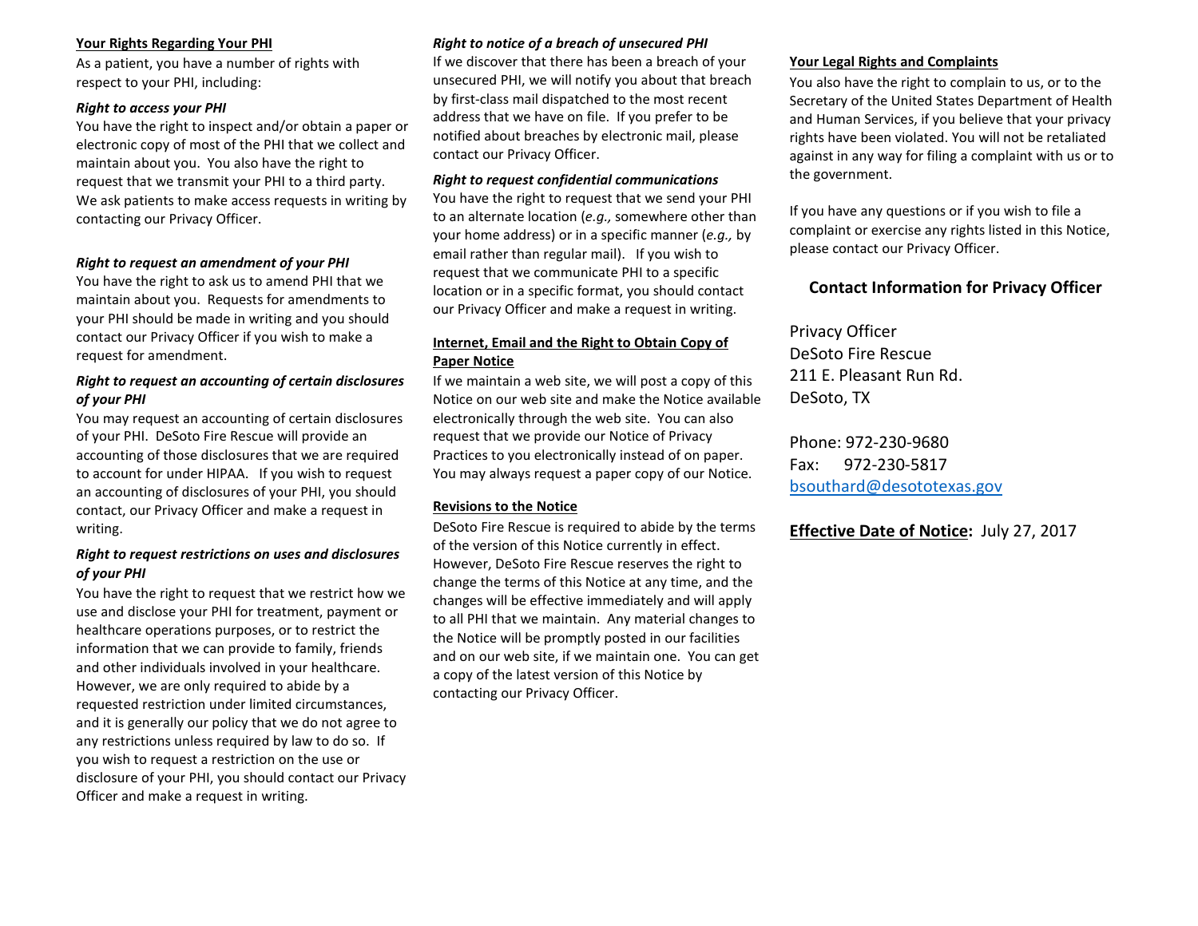## Your Rights Regarding Your PHI

As a patient, you have a number of rights with respect to your PHI, including:

***Right to access your PHI***

You have the right to inspect and/or obtain a paper or electronic copy of most of the PHI that we collect and maintain about you. You also have the right to request that we transmit your PHI to a third party. We ask patients to make access requests in writing by contacting our Privacy Officer.

***Right to request an amendment of your PHI***

You have the right to ask us to amend PHI that we maintain about you. Requests for amendments to your PHI should be made in writing and you should contact our Privacy Officer if you wish to make a request for amendment.

***Right to request an accounting of certain disclosures of your PHI***

You may request an accounting of certain disclosures of your PHI. DeSoto Fire Rescue will provide an accounting of those disclosures that we are required to account for under HIPAA. If you wish to request an accounting of disclosures of your PHI, you should contact, our Privacy Officer and make a request in writing.

***Right to request restrictions on uses and disclosures of your PHI***

You have the right to request that we restrict how we use and disclose your PHI for treatment, payment or healthcare operations purposes, or to restrict the information that we can provide to family, friends and other individuals involved in your healthcare. However, we are only required to abide by a requested restriction under limited circumstances, and it is generally our policy that we do not agree to any restrictions unless required by law to do so. If you wish to request a restriction on the use or disclosure of your PHI, you should contact our Privacy Officer and make a request in writing.

***Right to notice of a breach of unsecured PHI***

If we discover that there has been a breach of your unsecured PHI, we will notify you about that breach by first-class mail dispatched to the most recent address that we have on file. If you prefer to be notified about breaches by electronic mail, please contact our Privacy Officer.

***Right to request confidential communications***

You have the right to request that we send your PHI to an alternate location (*e.g.,* somewhere other than your home address) or in a specific manner (*e.g.,* by email rather than regular mail). If you wish to request that we communicate PHI to a specific location or in a specific format, you should contact our Privacy Officer and make a request in writing.

## Internet, Email and the Right to Obtain Copy of Paper Notice

If we maintain a web site, we will post a copy of this Notice on our web site and make the Notice available electronically through the web site. You can also request that we provide our Notice of Privacy Practices to you electronically instead of on paper. You may always request a paper copy of our Notice.

## Revisions to the Notice

DeSoto Fire Rescue is required to abide by the terms of the version of this Notice currently in effect. However, DeSoto Fire Rescue reserves the right to change the terms of this Notice at any time, and the changes will be effective immediately and will apply to all PHI that we maintain. Any material changes to the Notice will be promptly posted in our facilities and on our web site, if we maintain one. You can get a copy of the latest version of this Notice by contacting our Privacy Officer.

## Your Legal Rights and Complaints

You also have the right to complain to us, or to the Secretary of the United States Department of Health and Human Services, if you believe that your privacy rights have been violated. You will not be retaliated against in any way for filing a complaint with us or to the government.

If you have any questions or if you wish to file a complaint or exercise any rights listed in this Notice, please contact our Privacy Officer.

## Contact Information for Privacy Officer

Privacy Officer
DeSoto Fire Rescue
211 E. Pleasant Run Rd.
DeSoto, TX

Phone: 972-230-9680
Fax: 972-230-5817
bsouthard@desototexas.gov

**Effective Date of Notice:** July 27, 2017